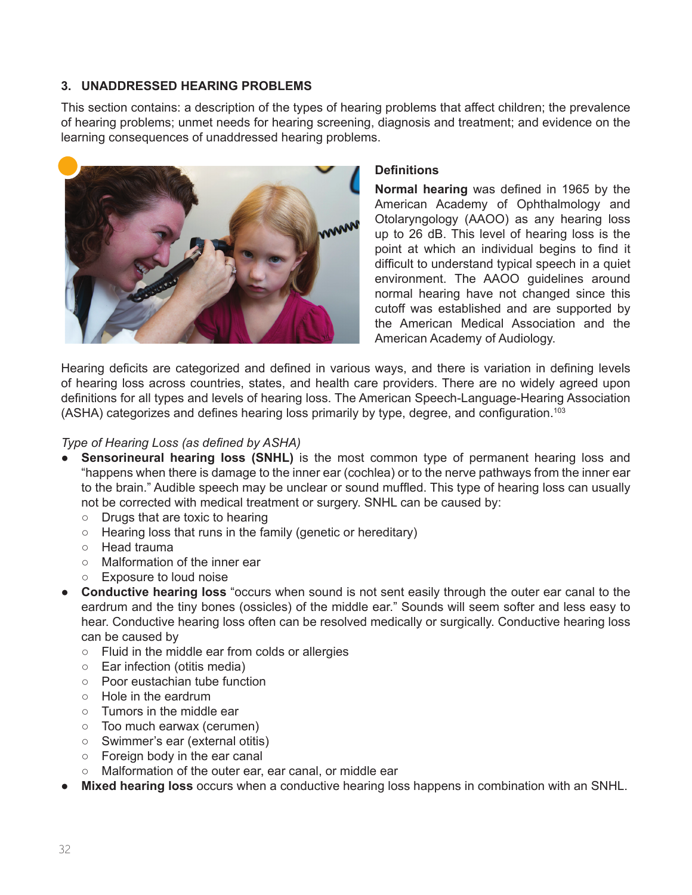## 3. UNADDRESSED HEARING PROBLEMS

This section contains: a description of the types of hearing problems that affect children; the prevalence of hearing problems; unmet needs for hearing screening, diagnosis and treatment; and evidence on the learning consequences of unaddressed hearing problems.

### Definitions

**Normal hearing** was defined in 1965 by the American Academy of Ophthalmology and Otolaryngology (AAOO) as any hearing loss up to 26 dB. This level of hearing loss is the point at which an individual begins to find it difficult to understand typical speech in a quiet environment. The AAOO guidelines around normal hearing have not changed since this cutoff was established and are supported by the American Medical Association and the American Academy of Audiology.

Hearing deficits are categorized and defined in various ways, and there is variation in defining levels of hearing loss across countries, states, and health care providers. There are no widely agreed upon definitions for all types and levels of hearing loss. The American Speech-Language-Hearing Association (ASHA) categorizes and defines hearing loss primarily by type, degree, and configuration.[103]

*Type of Hearing Loss (as defined by ASHA)*

- **Sensorineural hearing loss (SNHL)** is the most common type of permanent hearing loss and "happens when there is damage to the inner ear (cochlea) or to the nerve pathways from the inner ear to the brain." Audible speech may be unclear or sound muffled. This type of hearing loss can usually not be corrected with medical treatment or surgery. SNHL can be caused by:
  - Drugs that are toxic to hearing
  - Hearing loss that runs in the family (genetic or hereditary)
  - Head trauma
  - Malformation of the inner ear
  - Exposure to loud noise
- **Conductive hearing loss** "occurs when sound is not sent easily through the outer ear canal to the eardrum and the tiny bones (ossicles) of the middle ear." Sounds will seem softer and less easy to hear. Conductive hearing loss often can be resolved medically or surgically. Conductive hearing loss can be caused by
  - Fluid in the middle ear from colds or allergies
  - Ear infection (otitis media)
  - Poor eustachian tube function
  - Hole in the eardrum
  - Tumors in the middle ear
  - Too much earwax (cerumen)
  - Swimmer's ear (external otitis)
  - Foreign body in the ear canal
  - Malformation of the outer ear, ear canal, or middle ear
- **Mixed hearing loss** occurs when a conductive hearing loss happens in combination with an SNHL.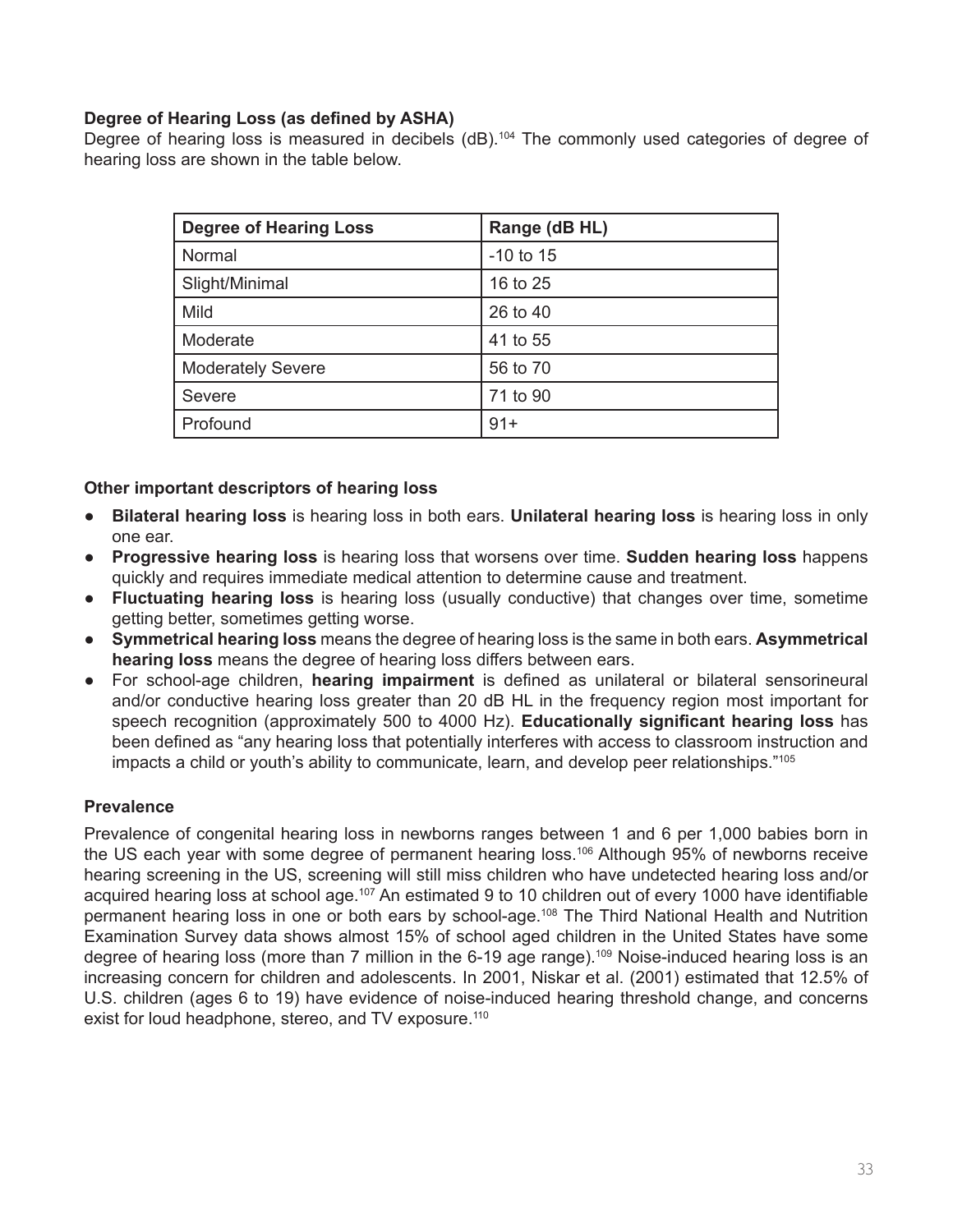### Degree of Hearing Loss (as defined by ASHA)

Degree of hearing loss is measured in decibels (dB).[104] The commonly used categories of degree of hearing loss are shown in the table below.

| Degree of Hearing Loss | Range (dB HL) |
|---|---|
| Normal | -10 to 15 |
| Slight/Minimal | 16 to 25 |
| Mild | 26 to 40 |
| Moderate | 41 to 55 |
| Moderately Severe | 56 to 70 |
| Severe | 71 to 90 |
| Profound | 91+ |

### Other important descriptors of hearing loss

- **Bilateral hearing loss** is hearing loss in both ears. **Unilateral hearing loss** is hearing loss in only one ear.
- **Progressive hearing loss** is hearing loss that worsens over time. **Sudden hearing loss** happens quickly and requires immediate medical attention to determine cause and treatment.
- **Fluctuating hearing loss** is hearing loss (usually conductive) that changes over time, sometime getting better, sometimes getting worse.
- **Symmetrical hearing loss** means the degree of hearing loss is the same in both ears. **Asymmetrical hearing loss** means the degree of hearing loss differs between ears.
- For school-age children, **hearing impairment** is defined as unilateral or bilateral sensorineural and/or conductive hearing loss greater than 20 dB HL in the frequency region most important for speech recognition (approximately 500 to 4000 Hz). **Educationally significant hearing loss** has been defined as "any hearing loss that potentially interferes with access to classroom instruction and impacts a child or youth's ability to communicate, learn, and develop peer relationships."[105]

### Prevalence

Prevalence of congenital hearing loss in newborns ranges between 1 and 6 per 1,000 babies born in the US each year with some degree of permanent hearing loss.[106] Although 95% of newborns receive hearing screening in the US, screening will still miss children who have undetected hearing loss and/or acquired hearing loss at school age.[107] An estimated 9 to 10 children out of every 1000 have identifiable permanent hearing loss in one or both ears by school-age.[108] The Third National Health and Nutrition Examination Survey data shows almost 15% of school aged children in the United States have some degree of hearing loss (more than 7 million in the 6-19 age range).[109] Noise-induced hearing loss is an increasing concern for children and adolescents. In 2001, Niskar et al. (2001) estimated that 12.5% of U.S. children (ages 6 to 19) have evidence of noise-induced hearing threshold change, and concerns exist for loud headphone, stereo, and TV exposure.[110]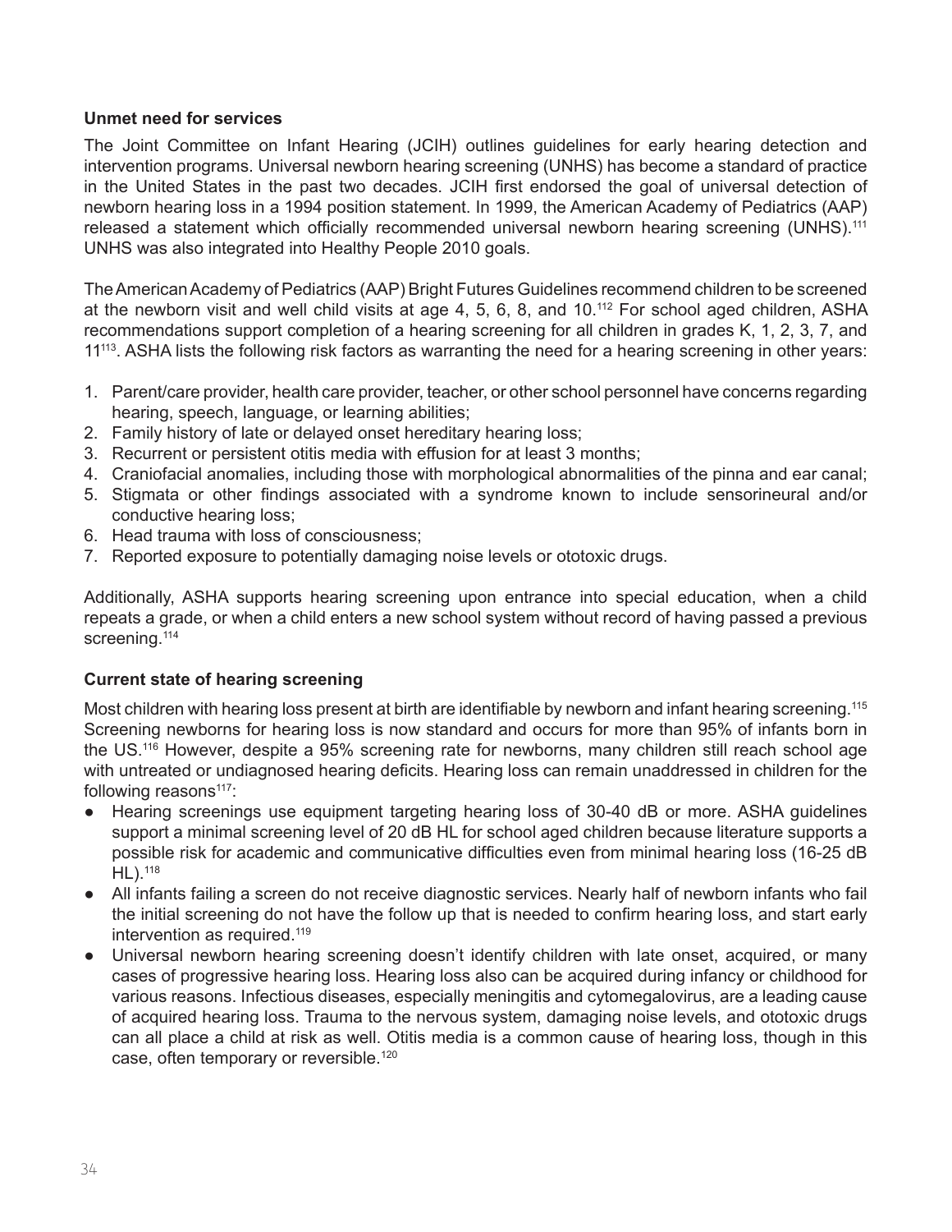**Unmet need for services**

The Joint Committee on Infant Hearing (JCIH) outlines guidelines for early hearing detection and intervention programs. Universal newborn hearing screening (UNHS) has become a standard of practice in the United States in the past two decades. JCIH first endorsed the goal of universal detection of newborn hearing loss in a 1994 position statement. In 1999, the American Academy of Pediatrics (AAP) released a statement which officially recommended universal newborn hearing screening (UNHS).[111] UNHS was also integrated into Healthy People 2010 goals.

The American Academy of Pediatrics (AAP) Bright Futures Guidelines recommend children to be screened at the newborn visit and well child visits at age 4, 5, 6, 8, and 10.[112] For school aged children, ASHA recommendations support completion of a hearing screening for all children in grades K, 1, 2, 3, 7, and 11[113]. ASHA lists the following risk factors as warranting the need for a hearing screening in other years:

1. Parent/care provider, health care provider, teacher, or other school personnel have concerns regarding hearing, speech, language, or learning abilities;
2. Family history of late or delayed onset hereditary hearing loss;
3. Recurrent or persistent otitis media with effusion for at least 3 months;
4. Craniofacial anomalies, including those with morphological abnormalities of the pinna and ear canal;
5. Stigmata or other findings associated with a syndrome known to include sensorineural and/or conductive hearing loss;
6. Head trauma with loss of consciousness;
7. Reported exposure to potentially damaging noise levels or ototoxic drugs.

Additionally, ASHA supports hearing screening upon entrance into special education, when a child repeats a grade, or when a child enters a new school system without record of having passed a previous screening.[114]

**Current state of hearing screening**

Most children with hearing loss present at birth are identifiable by newborn and infant hearing screening.[115] Screening newborns for hearing loss is now standard and occurs for more than 95% of infants born in the US.[116] However, despite a 95% screening rate for newborns, many children still reach school age with untreated or undiagnosed hearing deficits. Hearing loss can remain unaddressed in children for the following reasons[117]:

- Hearing screenings use equipment targeting hearing loss of 30-40 dB or more. ASHA guidelines support a minimal screening level of 20 dB HL for school aged children because literature supports a possible risk for academic and communicative difficulties even from minimal hearing loss (16-25 dB HL).[118]
- All infants failing a screen do not receive diagnostic services. Nearly half of newborn infants who fail the initial screening do not have the follow up that is needed to confirm hearing loss, and start early intervention as required.[119]
- Universal newborn hearing screening doesn't identify children with late onset, acquired, or many cases of progressive hearing loss. Hearing loss also can be acquired during infancy or childhood for various reasons. Infectious diseases, especially meningitis and cytomegalovirus, are a leading cause of acquired hearing loss. Trauma to the nervous system, damaging noise levels, and ototoxic drugs can all place a child at risk as well. Otitis media is a common cause of hearing loss, though in this case, often temporary or reversible.[120]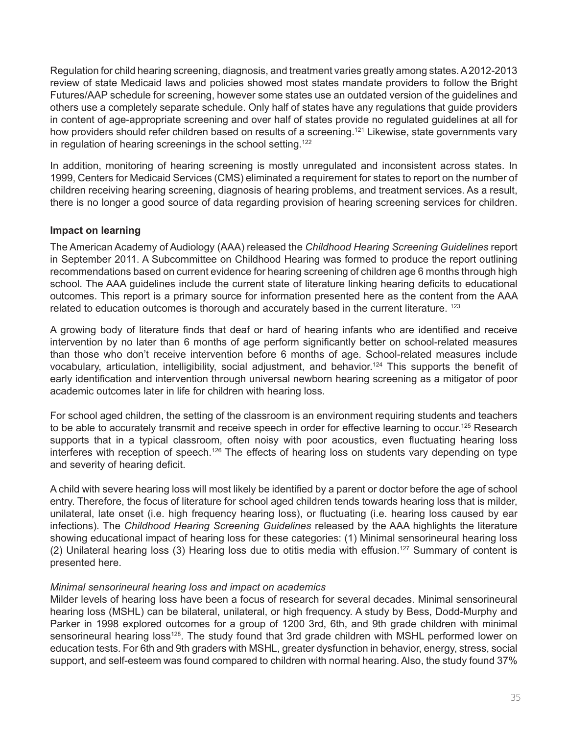Regulation for child hearing screening, diagnosis, and treatment varies greatly among states. A 2012-2013 review of state Medicaid laws and policies showed most states mandate providers to follow the Bright Futures/AAP schedule for screening, however some states use an outdated version of the guidelines and others use a completely separate schedule. Only half of states have any regulations that guide providers in content of age-appropriate screening and over half of states provide no regulated guidelines at all for how providers should refer children based on results of a screening.[121] Likewise, state governments vary in regulation of hearing screenings in the school setting.[122]

In addition, monitoring of hearing screening is mostly unregulated and inconsistent across states. In 1999, Centers for Medicaid Services (CMS) eliminated a requirement for states to report on the number of children receiving hearing screening, diagnosis of hearing problems, and treatment services. As a result, there is no longer a good source of data regarding provision of hearing screening services for children.

**Impact on learning**

The American Academy of Audiology (AAA) released the *Childhood Hearing Screening Guidelines* report in September 2011. A Subcommittee on Childhood Hearing was formed to produce the report outlining recommendations based on current evidence for hearing screening of children age 6 months through high school. The AAA guidelines include the current state of literature linking hearing deficits to educational outcomes. This report is a primary source for information presented here as the content from the AAA related to education outcomes is thorough and accurately based in the current literature. [123]

A growing body of literature finds that deaf or hard of hearing infants who are identified and receive intervention by no later than 6 months of age perform significantly better on school-related measures than those who don't receive intervention before 6 months of age. School-related measures include vocabulary, articulation, intelligibility, social adjustment, and behavior.[124] This supports the benefit of early identification and intervention through universal newborn hearing screening as a mitigator of poor academic outcomes later in life for children with hearing loss.

For school aged children, the setting of the classroom is an environment requiring students and teachers to be able to accurately transmit and receive speech in order for effective learning to occur.[125] Research supports that in a typical classroom, often noisy with poor acoustics, even fluctuating hearing loss interferes with reception of speech.[126] The effects of hearing loss on students vary depending on type and severity of hearing deficit.

A child with severe hearing loss will most likely be identified by a parent or doctor before the age of school entry. Therefore, the focus of literature for school aged children tends towards hearing loss that is milder, unilateral, late onset (i.e. high frequency hearing loss), or fluctuating (i.e. hearing loss caused by ear infections). The *Childhood Hearing Screening Guidelines* released by the AAA highlights the literature showing educational impact of hearing loss for these categories: (1) Minimal sensorineural hearing loss (2) Unilateral hearing loss (3) Hearing loss due to otitis media with effusion.[127] Summary of content is presented here.

*Minimal sensorineural hearing loss and impact on academics*

Milder levels of hearing loss have been a focus of research for several decades. Minimal sensorineural hearing loss (MSHL) can be bilateral, unilateral, or high frequency. A study by Bess, Dodd-Murphy and Parker in 1998 explored outcomes for a group of 1200 3rd, 6th, and 9th grade children with minimal sensorineural hearing loss[128]. The study found that 3rd grade children with MSHL performed lower on education tests. For 6th and 9th graders with MSHL, greater dysfunction in behavior, energy, stress, social support, and self-esteem was found compared to children with normal hearing. Also, the study found 37%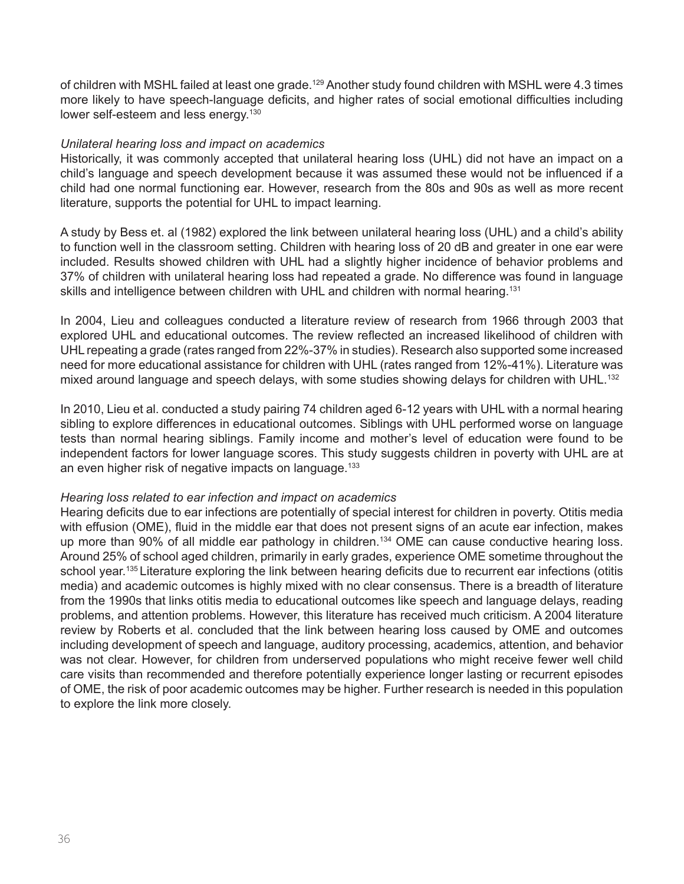of children with MSHL failed at least one grade.[129] Another study found children with MSHL were 4.3 times more likely to have speech-language deficits, and higher rates of social emotional difficulties including lower self-esteem and less energy.[130]

*Unilateral hearing loss and impact on academics*

Historically, it was commonly accepted that unilateral hearing loss (UHL) did not have an impact on a child's language and speech development because it was assumed these would not be influenced if a child had one normal functioning ear. However, research from the 80s and 90s as well as more recent literature, supports the potential for UHL to impact learning.

A study by Bess et. al (1982) explored the link between unilateral hearing loss (UHL) and a child's ability to function well in the classroom setting. Children with hearing loss of 20 dB and greater in one ear were included. Results showed children with UHL had a slightly higher incidence of behavior problems and 37% of children with unilateral hearing loss had repeated a grade. No difference was found in language skills and intelligence between children with UHL and children with normal hearing.[131]

In 2004, Lieu and colleagues conducted a literature review of research from 1966 through 2003 that explored UHL and educational outcomes. The review reflected an increased likelihood of children with UHL repeating a grade (rates ranged from 22%-37% in studies). Research also supported some increased need for more educational assistance for children with UHL (rates ranged from 12%-41%). Literature was mixed around language and speech delays, with some studies showing delays for children with UHL.[132]

In 2010, Lieu et al. conducted a study pairing 74 children aged 6-12 years with UHL with a normal hearing sibling to explore differences in educational outcomes. Siblings with UHL performed worse on language tests than normal hearing siblings. Family income and mother's level of education were found to be independent factors for lower language scores. This study suggests children in poverty with UHL are at an even higher risk of negative impacts on language.[133]

*Hearing loss related to ear infection and impact on academics*

Hearing deficits due to ear infections are potentially of special interest for children in poverty. Otitis media with effusion (OME), fluid in the middle ear that does not present signs of an acute ear infection, makes up more than 90% of all middle ear pathology in children.[134] OME can cause conductive hearing loss. Around 25% of school aged children, primarily in early grades, experience OME sometime throughout the school year.[135] Literature exploring the link between hearing deficits due to recurrent ear infections (otitis media) and academic outcomes is highly mixed with no clear consensus. There is a breadth of literature from the 1990s that links otitis media to educational outcomes like speech and language delays, reading problems, and attention problems. However, this literature has received much criticism. A 2004 literature review by Roberts et al. concluded that the link between hearing loss caused by OME and outcomes including development of speech and language, auditory processing, academics, attention, and behavior was not clear. However, for children from underserved populations who might receive fewer well child care visits than recommended and therefore potentially experience longer lasting or recurrent episodes of OME, the risk of poor academic outcomes may be higher. Further research is needed in this population to explore the link more closely.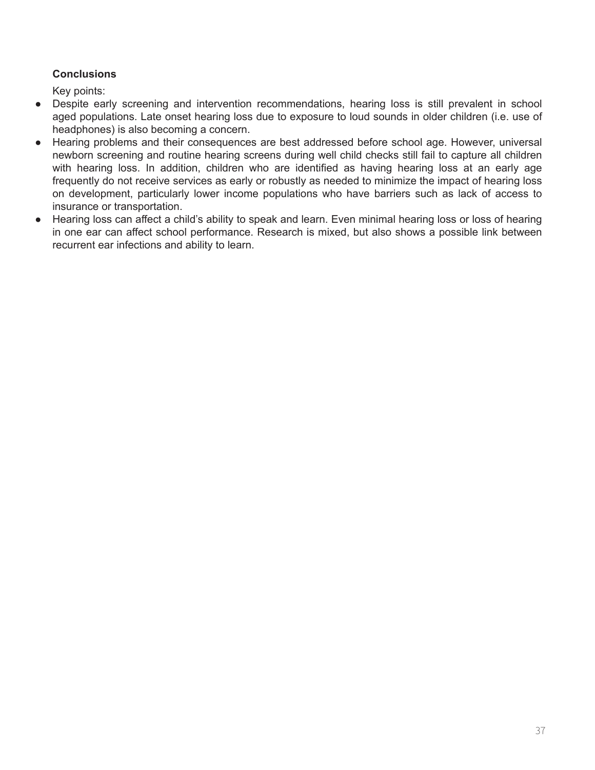**Conclusions**

Key points:

- Despite early screening and intervention recommendations, hearing loss is still prevalent in school aged populations. Late onset hearing loss due to exposure to loud sounds in older children (i.e. use of headphones) is also becoming a concern.
- Hearing problems and their consequences are best addressed before school age. However, universal newborn screening and routine hearing screens during well child checks still fail to capture all children with hearing loss. In addition, children who are identified as having hearing loss at an early age frequently do not receive services as early or robustly as needed to minimize the impact of hearing loss on development, particularly lower income populations who have barriers such as lack of access to insurance or transportation.
- Hearing loss can affect a child's ability to speak and learn. Even minimal hearing loss or loss of hearing in one ear can affect school performance. Research is mixed, but also shows a possible link between recurrent ear infections and ability to learn.